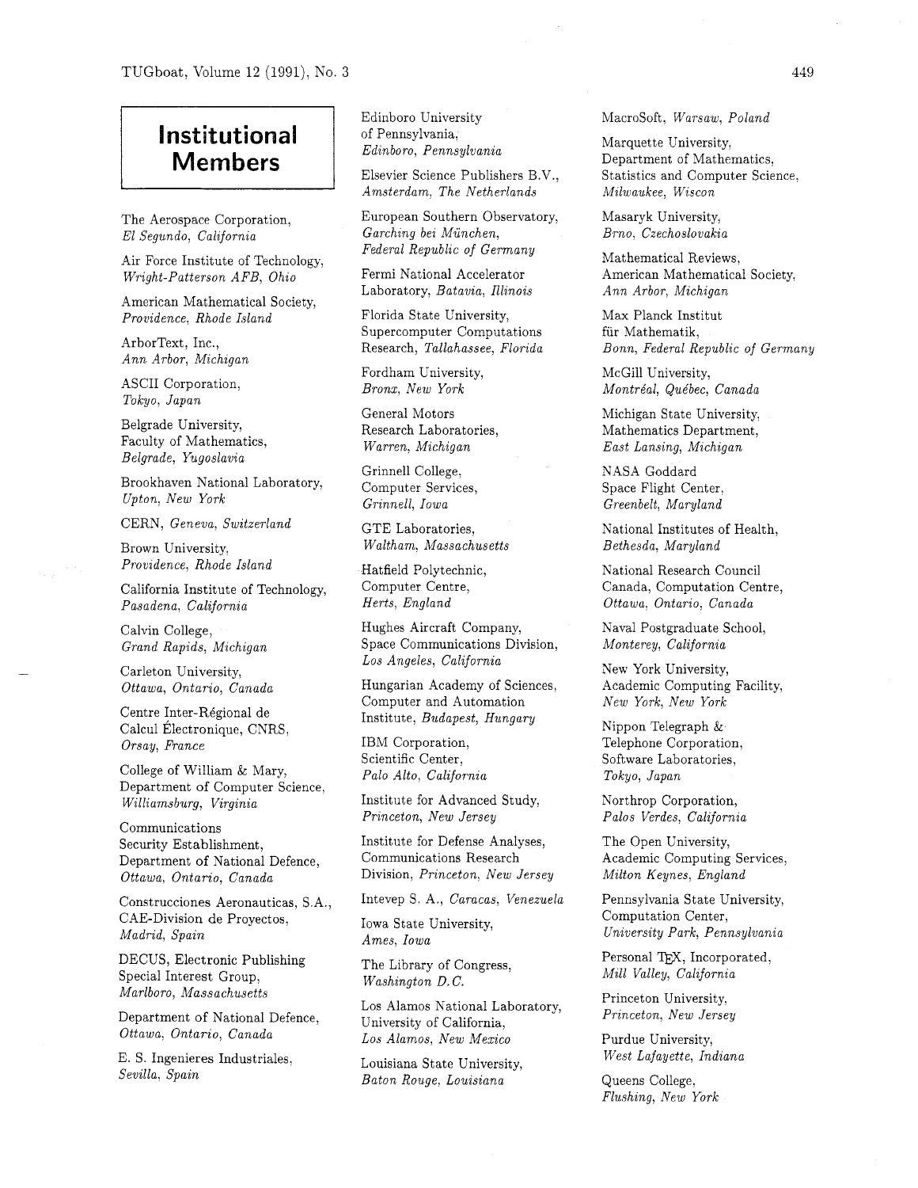# Institutional Members

The Aerospace Corporation,
*El Segundo, California*

Air Force Institute of Technology,
*Wright-Patterson AFB, Ohio*

American Mathematical Society,
*Providence, Rhode Island*

ArborText, Inc.,
*Ann Arbor, Michigan*

ASCII Corporation,
*Tokyo, Japan*

Belgrade University,
Faculty of Mathematics,
*Belgrade, Yugoslavia*

Brookhaven National Laboratory,
*Upton, New York*

CERN, *Geneva, Switzerland*

Brown University,
*Providence, Rhode Island*

California Institute of Technology,
*Pasadena, California*

Calvin College,
*Grand Rapids, Michigan*

Carleton University,
*Ottawa, Ontario, Canada*

Centre Inter-Régional de
Calcul Électronique, CNRS,
*Orsay, France*

College of William & Mary,
Department of Computer Science,
*Williamsburg, Virginia*

Communications
Security Establishment,
Department of National Defence,
*Ottawa, Ontario, Canada*

Construcciones Aeronauticas, S.A.,
CAE-Division de Proyectos,
*Madrid, Spain*

DECUS, Electronic Publishing
Special Interest Group,
*Marlboro, Massachusetts*

Department of National Defence,
*Ottawa, Ontario, Canada*

E. S. Ingenieres Industriales,
*Sevilla, Spain*

Edinboro University
of Pennsylvania,
*Edinboro, Pennsylvania*

Elsevier Science Publishers B.V.,
*Amsterdam, The Netherlands*

European Southern Observatory,
*Garching bei München,*
*Federal Republic of Germany*

Fermi National Accelerator
Laboratory, *Batavia, Illinois*

Florida State University,
Supercomputer Computations
Research, *Tallahassee, Florida*

Fordham University,
*Bronx, New York*

General Motors
Research Laboratories,
*Warren, Michigan*

Grinnell College,
Computer Services,
*Grinnell, Iowa*

GTE Laboratories,
*Waltham, Massachusetts*

Hatfield Polytechnic,
Computer Centre,
*Herts, England*

Hughes Aircraft Company,
Space Communications Division,
*Los Angeles, California*

Hungarian Academy of Sciences,
Computer and Automation
Institute, *Budapest, Hungary*

IBM Corporation,
Scientific Center,
*Palo Alto, California*

Institute for Advanced Study,
*Princeton, New Jersey*

Institute for Defense Analyses,
Communications Research
Division, *Princeton, New Jersey*

Intevep S. A., *Caracas, Venezuela*

Iowa State University,
*Ames, Iowa*

The Library of Congress,
*Washington D.C.*

Los Alamos National Laboratory,
University of California,
*Los Alamos, New Mexico*

Louisiana State University,
*Baton Rouge, Louisiana*

MacroSoft, *Warsaw, Poland*

Marquette University,
Department of Mathematics,
Statistics and Computer Science,
*Milwaukee, Wiscon*

Masaryk University,
*Brno, Czechoslovakia*

Mathematical Reviews,
American Mathematical Society,
*Ann Arbor, Michigan*

Max Planck Institut
für Mathematik,
*Bonn, Federal Republic of Germany*

McGill University,
*Montréal, Québec, Canada*

Michigan State University,
Mathematics Department,
*East Lansing, Michigan*

NASA Goddard
Space Flight Center,
*Greenbelt, Maryland*

National Institutes of Health,
*Bethesda, Maryland*

National Research Council
Canada, Computation Centre,
*Ottawa, Ontario, Canada*

Naval Postgraduate School,
*Monterey, California*

New York University,
Academic Computing Facility,
*New York, New York*

Nippon Telegraph &
Telephone Corporation,
Software Laboratories,
*Tokyo, Japan*

Northrop Corporation,
*Palos Verdes, California*

The Open University,
Academic Computing Services,
*Milton Keynes, England*

Pennsylvania State University,
Computation Center,
*University Park, Pennsylvania*

Personal TEX, Incorporated,
*Mill Valley, California*

Princeton University,
*Princeton, New Jersey*

Purdue University,
*West Lafayette, Indiana*

Queens College,
*Flushing, New York*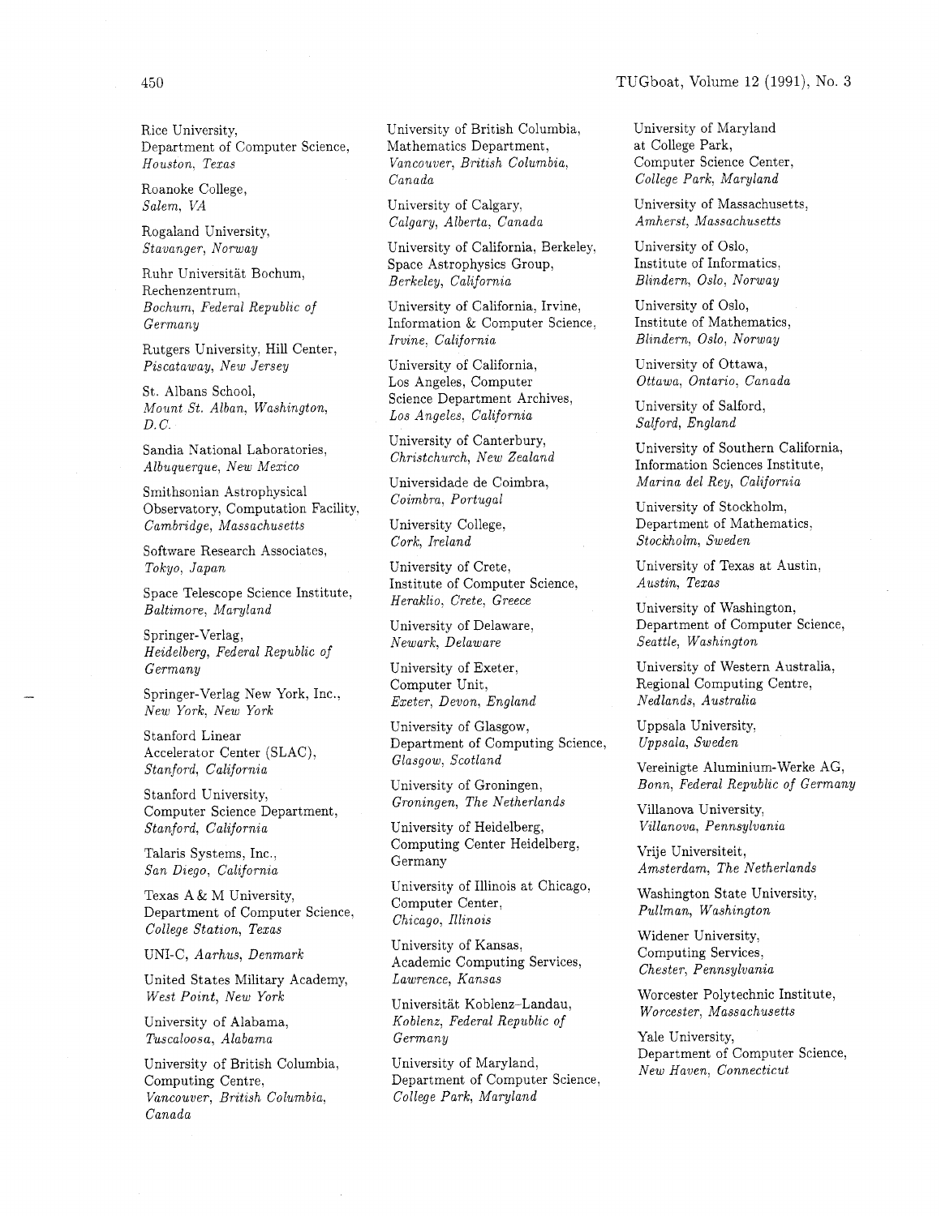Rice University,
Department of Computer Science,
*Houston, Texas*

Roanoke College,
*Salem, VA*

Rogaland University,
*Stavanger, Norway*

Ruhr Universität Bochum,
Rechenzentrum,
*Bochum, Federal Republic of Germany*

Rutgers University, Hill Center,
*Piscataway, New Jersey*

St. Albans School,
*Mount St. Alban, Washington, D.C.*

Sandia National Laboratories,
*Albuquerque, New Mexico*

Smithsonian Astrophysical Observatory, Computation Facility,
*Cambridge, Massachusetts*

Software Research Associates,
*Tokyo, Japan*

Space Telescope Science Institute,
*Baltimore, Maryland*

Springer-Verlag,
*Heidelberg, Federal Republic of Germany*

Springer-Verlag New York, Inc.,
*New York, New York*

Stanford Linear Accelerator Center (SLAC),
*Stanford, California*

Stanford University,
Computer Science Department,
*Stanford, California*

Talaris Systems, Inc.,
*San Diego, California*

Texas A & M University,
Department of Computer Science,
*College Station, Texas*

UNI-C, *Aarhus, Denmark*

United States Military Academy,
*West Point, New York*

University of Alabama,
*Tuscaloosa, Alabama*

University of British Columbia,
Computing Centre,
*Vancouver, British Columbia, Canada*

University of British Columbia,
Mathematics Department,
*Vancouver, British Columbia, Canada*

University of Calgary,
*Calgary, Alberta, Canada*

University of California, Berkeley,
Space Astrophysics Group,
*Berkeley, California*

University of California, Irvine,
Information & Computer Science,
*Irvine, California*

University of California,
Los Angeles, Computer Science Department Archives,
*Los Angeles, California*

University of Canterbury,
*Christchurch, New Zealand*

Universidade de Coimbra,
*Coimbra, Portugal*

University College,
*Cork, Ireland*

University of Crete,
Institute of Computer Science,
*Heraklio, Crete, Greece*

University of Delaware,
*Newark, Delaware*

University of Exeter,
Computer Unit,
*Exeter, Devon, England*

University of Glasgow,
Department of Computing Science,
*Glasgow, Scotland*

University of Groningen,
*Groningen, The Netherlands*

University of Heidelberg,
Computing Center Heidelberg,
Germany

University of Illinois at Chicago,
Computer Center,
*Chicago, Illinois*

University of Kansas,
Academic Computing Services,
*Lawrence, Kansas*

Universität Koblenz-Landau,
*Koblenz, Federal Republic of Germany*

University of Maryland,
Department of Computer Science,
*College Park, Maryland*

University of Maryland at College Park,
Computer Science Center,
*College Park, Maryland*

University of Massachusetts,
*Amherst, Massachusetts*

University of Oslo,
Institute of Informatics,
*Blindern, Oslo, Norway*

University of Oslo,
Institute of Mathematics,
*Blindern, Oslo, Norway*

University of Ottawa,
*Ottawa, Ontario, Canada*

University of Salford,
*Salford, England*

University of Southern California,
Information Sciences Institute,
*Marina del Rey, California*

University of Stockholm,
Department of Mathematics,
*Stockholm, Sweden*

University of Texas at Austin,
*Austin, Texas*

University of Washington,
Department of Computer Science,
*Seattle, Washington*

University of Western Australia,
Regional Computing Centre,
*Nedlands, Australia*

Uppsala University,
*Uppsala, Sweden*

Vereinigte Aluminium-Werke AG,
*Bonn, Federal Republic of Germany*

Villanova University,
*Villanova, Pennsylvania*

Vrije Universiteit,
*Amsterdam, The Netherlands*

Washington State University,
*Pullman, Washington*

Widener University,
Computing Services,
*Chester, Pennsylvania*

Worcester Polytechnic Institute,
*Worcester, Massachusetts*

Yale University,
Department of Computer Science,
*New Haven, Connecticut*